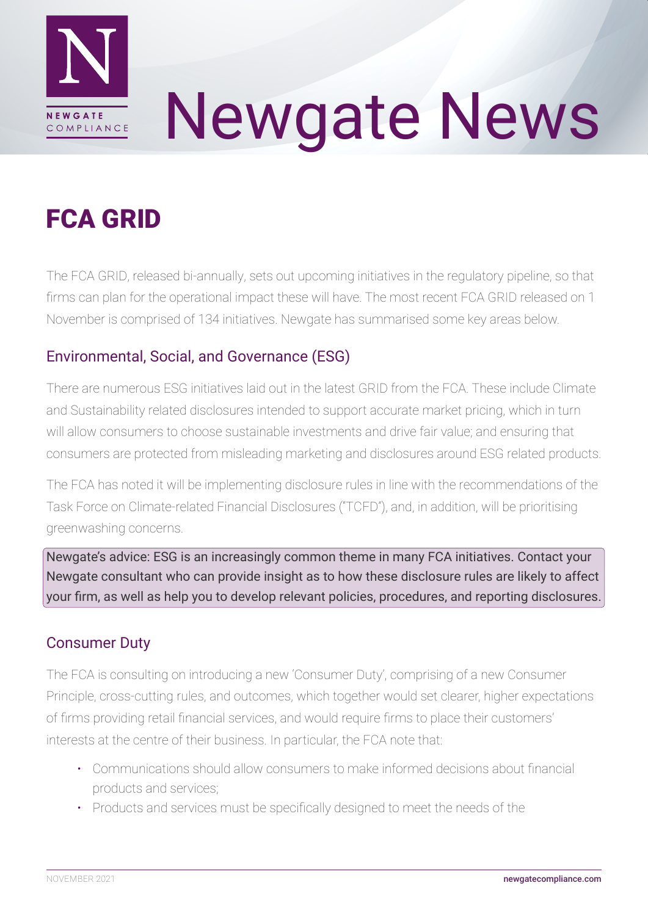# Newgate News

## FCA GRID

The FCA GRID, released bi-annually, sets out upcoming initiatives in the regulatory pipeline, so that firms can plan for the operational impact these will have. The most recent FCA GRID released on 1 November is comprised of 134 initiatives. Newgate has summarised some key areas below.

### Environmental, Social, and Governance (ESG)

There are numerous ESG initiatives laid out in the latest GRID from the FCA. These include Climate and Sustainability related disclosures intended to support accurate market pricing, which in turn will allow consumers to choose sustainable investments and drive fair value; and ensuring that consumers are protected from misleading marketing and disclosures around ESG related products.

The FCA has noted it will be implementing disclosure rules in line with the recommendations of the Task Force on Climate-related Financial Disclosures ("TCFD"), and, in addition, will be prioritising greenwashing concerns.

Newgate's advice: ESG is an increasingly common theme in many FCA initiatives. Contact your Newgate consultant who can provide insight as to how these disclosure rules are likely to affect your firm, as well as help you to develop relevant policies, procedures, and reporting disclosures.

### Consumer Duty

The FCA is consulting on introducing a new 'Consumer Duty', comprising of a new Consumer Principle, cross-cutting rules, and outcomes, which together would set clearer, higher expectations of firms providing retail financial services, and would require firms to place their customers' interests at the centre of their business. In particular, the FCA note that:

- Communications should allow consumers to make informed decisions about financial products and services;
- Products and services must be specifically designed to meet the needs of the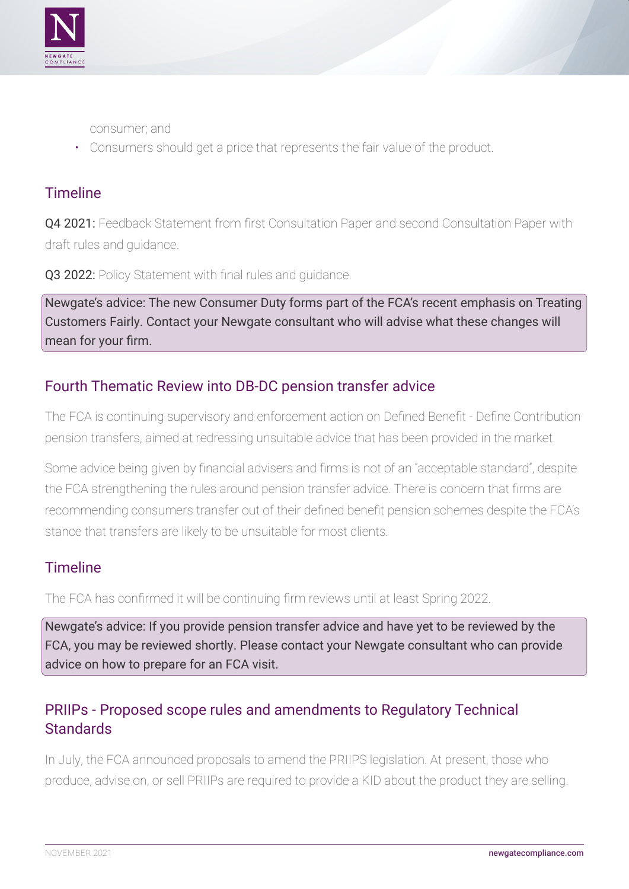consumer; and

- Consumers should get a price that represents the fair value of the product.

## Timeline

**Q4 2021:** Feedback Statement from first Consultation Paper and second Consultation Paper with draft rules and guidance.

**Q3 2022:** Policy Statement with final rules and guidance.

> Newgate's advice: The new Consumer Duty forms part of the FCA's recent emphasis on Treating Customers Fairly. Contact your Newgate consultant who will advise what these changes will mean for your firm.

## Fourth Thematic Review into DB-DC pension transfer advice

The FCA is continuing supervisory and enforcement action on Defined Benefit - Define Contribution pension transfers, aimed at redressing unsuitable advice that has been provided in the market.

Some advice being given by financial advisers and firms is not of an "acceptable standard", despite the FCA strengthening the rules around pension transfer advice. There is concern that firms are recommending consumers transfer out of their defined benefit pension schemes despite the FCA's stance that transfers are likely to be unsuitable for most clients.

## Timeline

The FCA has confirmed it will be continuing firm reviews until at least Spring 2022.

> Newgate's advice: If you provide pension transfer advice and have yet to be reviewed by the FCA, you may be reviewed shortly. Please contact your Newgate consultant who can provide advice on how to prepare for an FCA visit.

## PRIIPs - Proposed scope rules and amendments to Regulatory Technical Standards

In July, the FCA announced proposals to amend the PRIIPS legislation. At present, those who produce, advise on, or sell PRIIPs are required to provide a KID about the product they are selling.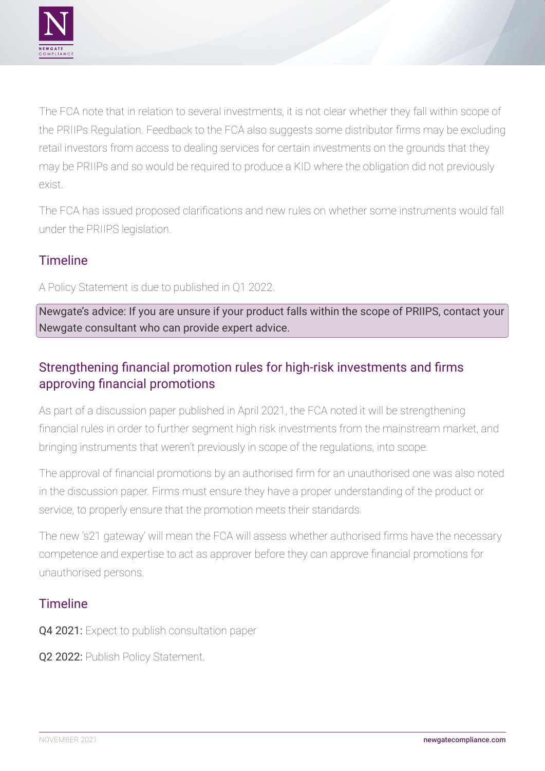The FCA note that in relation to several investments, it is not clear whether they fall within scope of the PRIIPs Regulation. Feedback to the FCA also suggests some distributor firms may be excluding retail investors from access to dealing services for certain investments on the grounds that they may be PRIIPs and so would be required to produce a KID where the obligation did not previously exist.

The FCA has issued proposed clarifications and new rules on whether some instruments would fall under the PRIIPS legislation.

## Timeline

A Policy Statement is due to published in Q1 2022.

Newgate's advice: If you are unsure if your product falls within the scope of PRIIPS, contact your Newgate consultant who can provide expert advice.

## Strengthening financial promotion rules for high-risk investments and firms approving financial promotions

As part of a discussion paper published in April 2021, the FCA noted it will be strengthening financial rules in order to further segment high risk investments from the mainstream market, and bringing instruments that weren't previously in scope of the regulations, into scope.

The approval of financial promotions by an authorised firm for an unauthorised one was also noted in the discussion paper. Firms must ensure they have a proper understanding of the product or service, to properly ensure that the promotion meets their standards.

The new 's21 gateway' will mean the FCA will assess whether authorised firms have the necessary competence and expertise to act as approver before they can approve financial promotions for unauthorised persons.

## Timeline

**Q4 2021:** Expect to publish consultation paper

**Q2 2022:** Publish Policy Statement.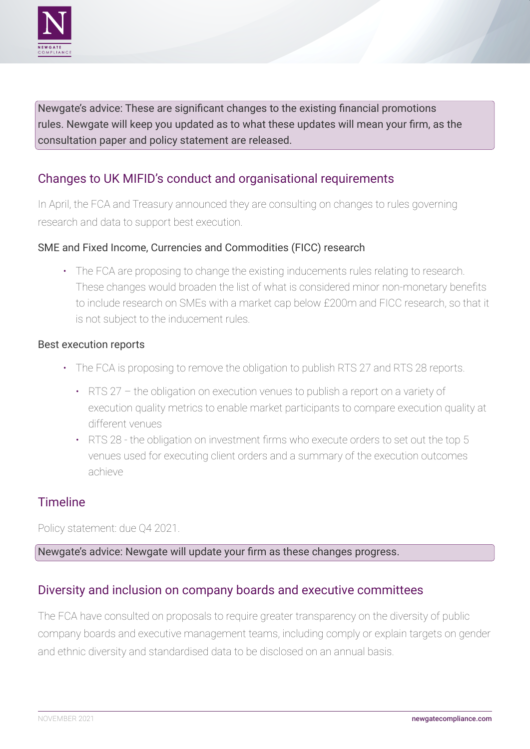Newgate's advice: These are significant changes to the existing financial promotions rules. Newgate will keep you updated as to what these updates will mean your firm, as the consultation paper and policy statement are released.

## Changes to UK MIFID's conduct and organisational requirements

In April, the FCA and Treasury announced they are consulting on changes to rules governing research and data to support best execution.

### SME and Fixed Income, Currencies and Commodities (FICC) research

- The FCA are proposing to change the existing inducements rules relating to research. These changes would broaden the list of what is considered minor non-monetary benefits to include research on SMEs with a market cap below £200m and FICC research, so that it is not subject to the inducement rules.

### Best execution reports

- The FCA is proposing to remove the obligation to publish RTS 27 and RTS 28 reports.
  - RTS 27 – the obligation on execution venues to publish a report on a variety of execution quality metrics to enable market participants to compare execution quality at different venues
  - RTS 28 - the obligation on investment firms who execute orders to set out the top 5 venues used for executing client orders and a summary of the execution outcomes achieve

## Timeline

Policy statement: due Q4 2021.

Newgate's advice: Newgate will update your firm as these changes progress.

## Diversity and inclusion on company boards and executive committees

The FCA have consulted on proposals to require greater transparency on the diversity of public company boards and executive management teams, including comply or explain targets on gender and ethnic diversity and standardised data to be disclosed on an annual basis.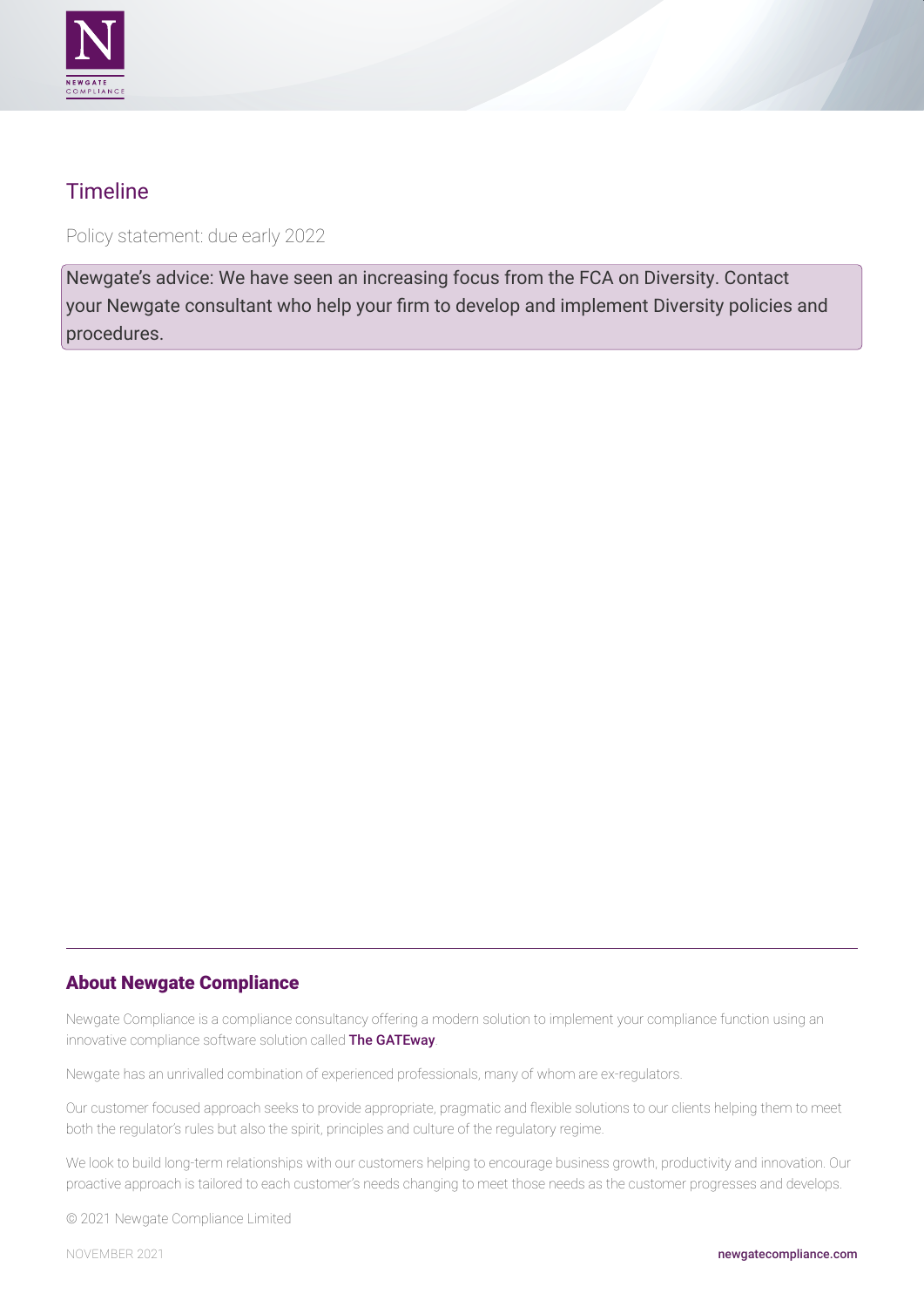## Timeline

Policy statement: due early 2022

Newgate's advice: We have seen an increasing focus from the FCA on Diversity. Contact your Newgate consultant who help your firm to develop and implement Diversity policies and procedures.

### About Newgate Compliance

Newgate Compliance is a compliance consultancy offering a modern solution to implement your compliance function using an innovative compliance software solution called **The GATEway**

Newgate has an unrivalled combination of experienced professionals, many of whom are ex-regulators.

Our customer focused approach seeks to provide appropriate, pragmatic and flexible solutions to our clients helping them to meet both the regulator's rules but also the spirit, principles and culture of the regulatory regime.

We look to build long-term relationships with our customers helping to encourage business growth, productivity and innovation. Our proactive approach is tailored to each customer's needs changing to meet those needs as the customer progresses and develops.

© 2021 Newgate Compliance Limited